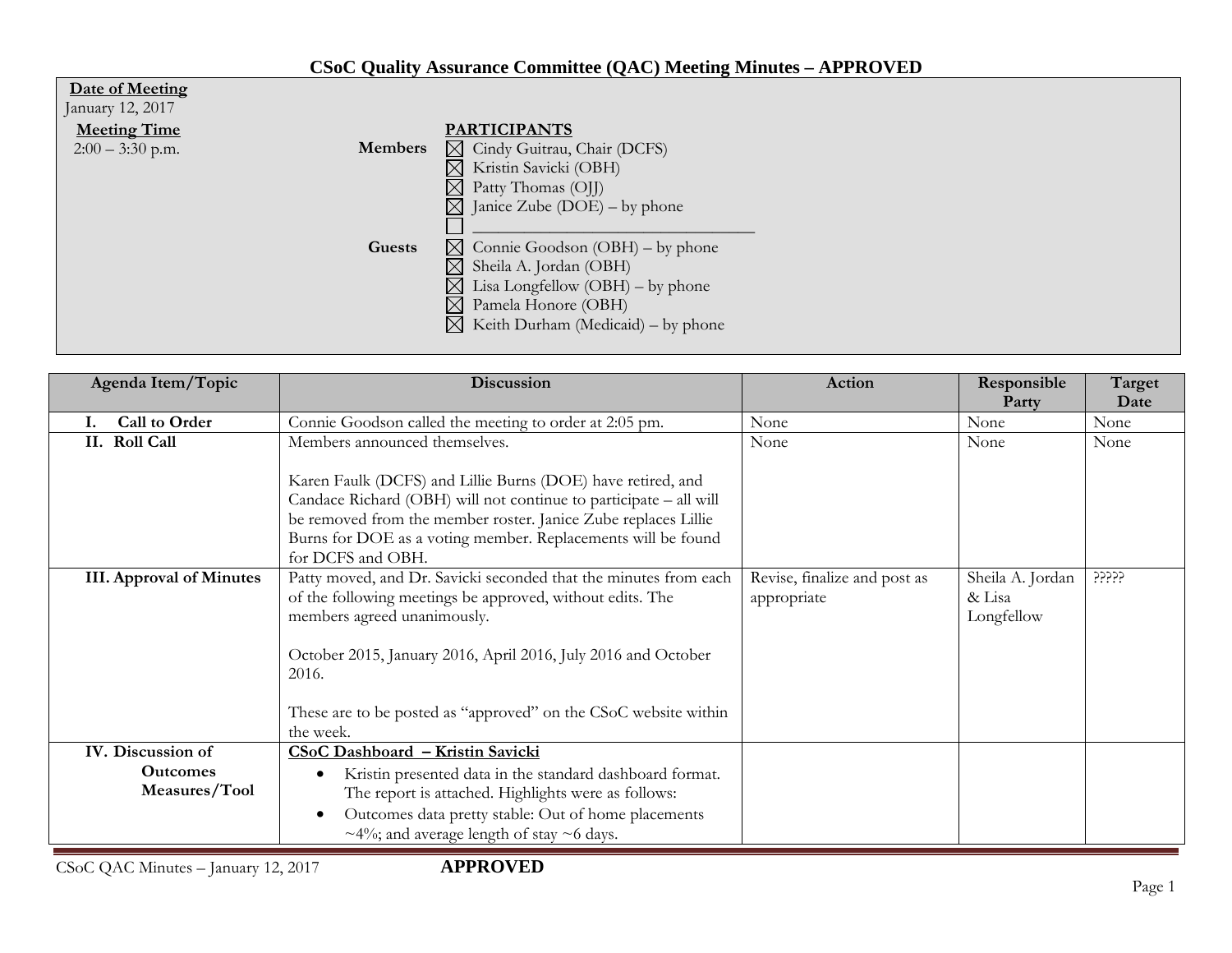# CSoC Quality Assurance Committee (QAC) Meeting Minutes – APPROVED

**Date of Meeting**
January 12, 2017

**Meeting Time**
2:00 – 3:30 p.m.

**PARTICIPANTS**

**Members**
- ☒ Cindy Guitrau, Chair (DCFS)
- ☒ Kristin Savicki (OBH)
- ☒ Patty Thomas (OJJ)
- ☒ Janice Zube (DOE) – by phone
- ☐ ______________________________

**Guests**
- ☒ Connie Goodson (OBH) – by phone
- ☒ Sheila A. Jordan (OBH)
- ☒ Lisa Longfellow (OBH) – by phone
- ☒ Pamela Honore (OBH)
- ☒ Keith Durham (Medicaid) – by phone

| Agenda Item/Topic | Discussion | Action | Responsible Party | Target Date |
|---|---|---|---|---|
| **I. Call to Order** | Connie Goodson called the meeting to order at 2:05 pm. | None | None | None |
| **II. Roll Call** | Members announced themselves.<br><br>Karen Faulk (DCFS) and Lillie Burns (DOE) have retired, and Candace Richard (OBH) will not continue to participate – all will be removed from the member roster. Janice Zube replaces Lillie Burns for DOE as a voting member. Replacements will be found for DCFS and OBH. | None | None | None |
| **III. Approval of Minutes** | Patty moved, and Dr. Savicki seconded that the minutes from each of the following meetings be approved, without edits. The members agreed unanimously.<br><br>October 2015, January 2016, April 2016, July 2016 and October 2016.<br><br>These are to be posted as "approved" on the CSoC website within the week. | Revise, finalize and post as appropriate | Sheila A. Jordan & Lisa Longfellow | ????? |
| **IV. Discussion of Outcomes Measures/Tool** | **CSoC Dashboard – Kristin Savicki**<br>• Kristin presented data in the standard dashboard format. The report is attached. Highlights were as follows:<br>• Outcomes data pretty stable: Out of home placements ~4%; and average length of stay ~6 days. | | | |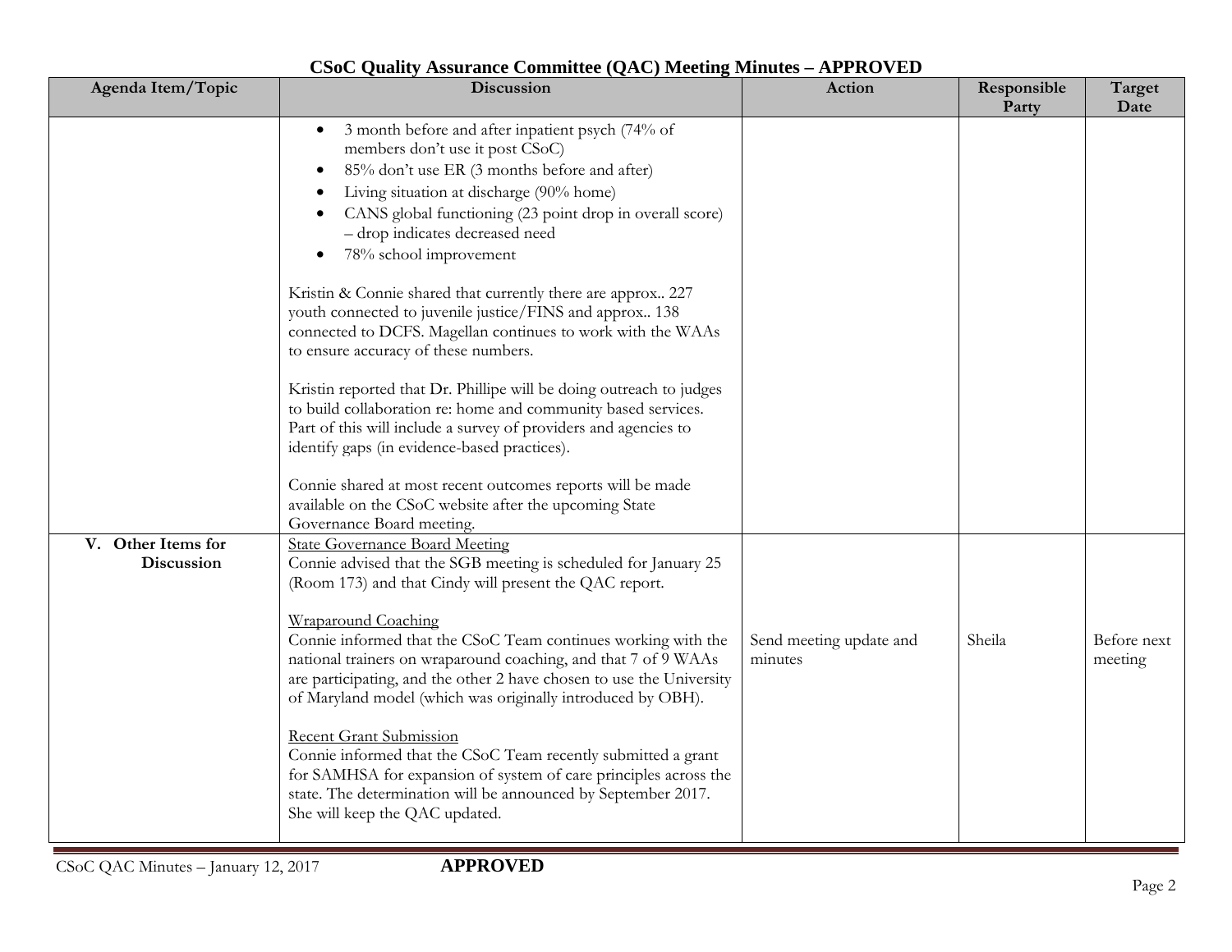# CSoC Quality Assurance Committee (QAC) Meeting Minutes – APPROVED

| Agenda Item/Topic | Discussion | Action | Responsible Party | Target Date |
| --- | --- | --- | --- | --- |
| | • 3 month before and after inpatient psych (74% of members don't use it post CSoC)<br>• 85% don't use ER (3 months before and after)<br>• Living situation at discharge (90% home)<br>• CANS global functioning (23 point drop in overall score) – drop indicates decreased need<br>• 78% school improvement<br><br>Kristin & Connie shared that currently there are approx.. 227 youth connected to juvenile justice/FINS and approx.. 138 connected to DCFS. Magellan continues to work with the WAAs to ensure accuracy of these numbers.<br><br>Kristin reported that Dr. Phillipe will be doing outreach to judges to build collaboration re: home and community based services. Part of this will include a survey of providers and agencies to identify gaps (in evidence-based practices).<br><br>Connie shared at most recent outcomes reports will be made available on the CSoC website after the upcoming State Governance Board meeting. | | | |
| **V. Other Items for Discussion** | State Governance Board Meeting<br>Connie advised that the SGB meeting is scheduled for January 25 (Room 173) and that Cindy will present the QAC report.<br><br>Wraparound Coaching<br>Connie informed that the CSoC Team continues working with the national trainers on wraparound coaching, and that 7 of 9 WAAs are participating, and the other 2 have chosen to use the University of Maryland model (which was originally introduced by OBH).<br><br>Recent Grant Submission<br>Connie informed that the CSoC Team recently submitted a grant for SAMHSA for expansion of system of care principles across the state. The determination will be announced by September 2017. She will keep the QAC updated. | Send meeting update and minutes | Sheila | Before next meeting |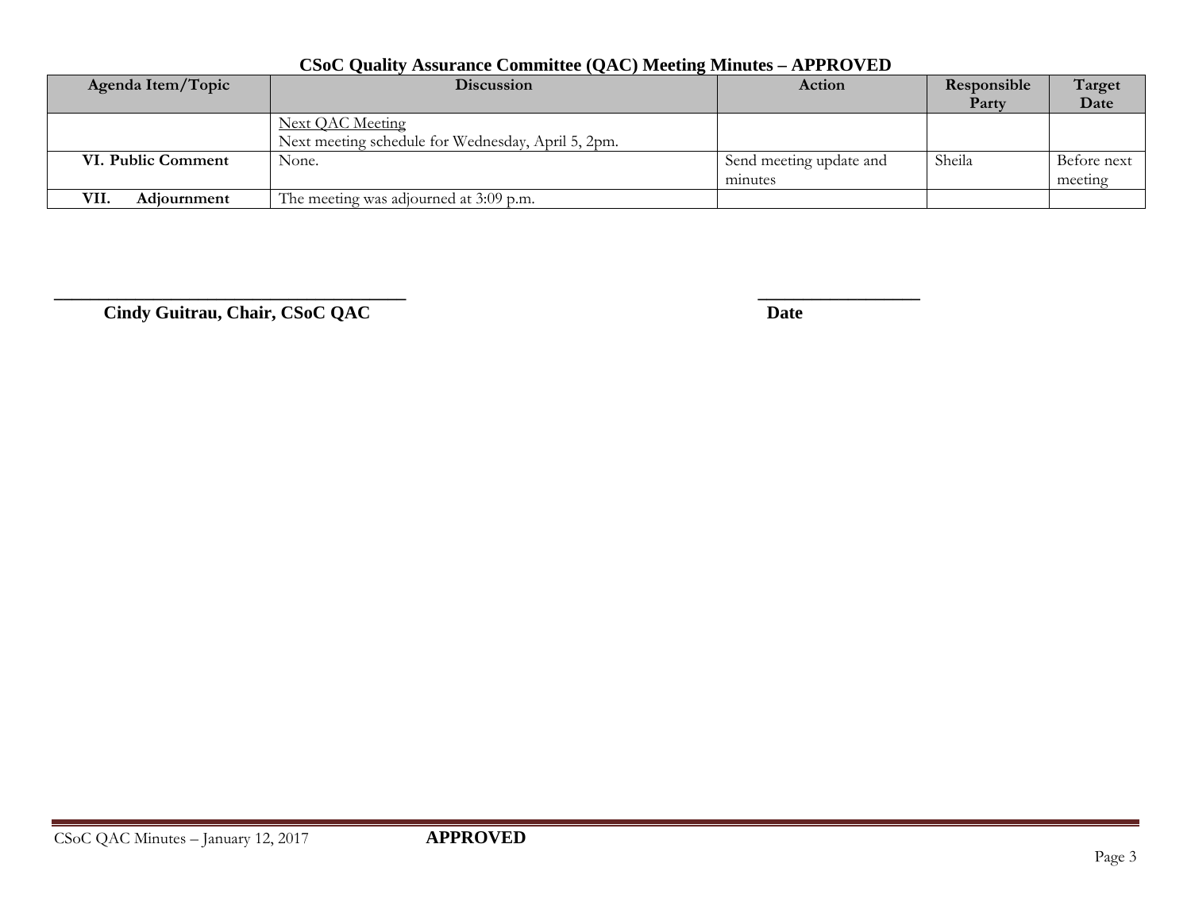# CSoC Quality Assurance Committee (QAC) Meeting Minutes – APPROVED

| Agenda Item/Topic | Discussion | Action | Responsible Party | Target Date |
|---|---|---|---|---|
| | Next QAC Meeting<br>Next meeting schedule for Wednesday, April 5, 2pm. | | | |
| **VI. Public Comment** | None. | Send meeting update and minutes | Sheila | Before next meeting |
| **VII. Adjournment** | The meeting was adjourned at 3:09 p.m. | | | |

______________________________________ ____________________

**Cindy Guitrau, Chair, CSoC QAC** **Date**

CSoC QAC Minutes – January 12, 2017 **APPROVED**